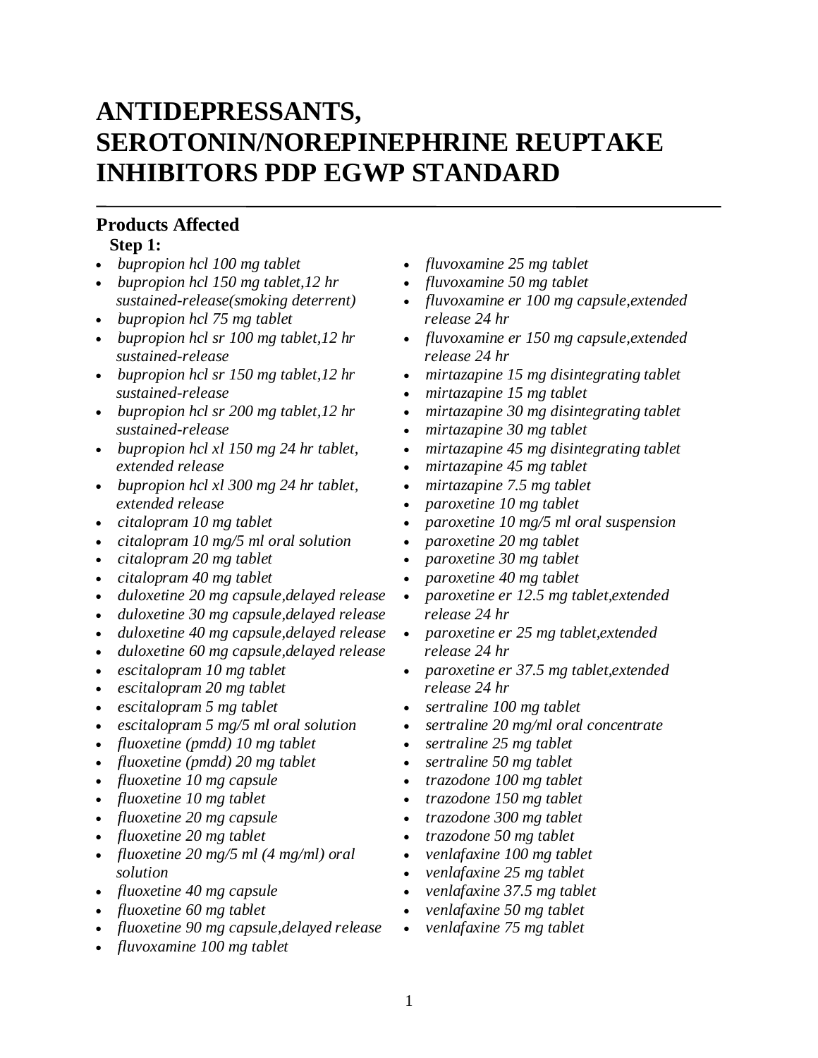# ANTIDEPRESSANTS, SEROTONIN/NOREPINEPHRINE REUPTAKE INHIBITORS PDP EGWP STANDARD

## Products Affected

**Step 1:**

- *bupropion hcl 100 mg tablet*
- *bupropion hcl 150 mg tablet,12 hr sustained-release(smoking deterrent)*
- *bupropion hcl 75 mg tablet*
- *bupropion hcl sr 100 mg tablet,12 hr sustained-release*
- *bupropion hcl sr 150 mg tablet,12 hr sustained-release*
- *bupropion hcl sr 200 mg tablet,12 hr sustained-release*
- *bupropion hcl xl 150 mg 24 hr tablet, extended release*
- *bupropion hcl xl 300 mg 24 hr tablet, extended release*
- *citalopram 10 mg tablet*
- *citalopram 10 mg/5 ml oral solution*
- *citalopram 20 mg tablet*
- *citalopram 40 mg tablet*
- *duloxetine 20 mg capsule,delayed release*
- *duloxetine 30 mg capsule,delayed release*
- *duloxetine 40 mg capsule,delayed release*
- *duloxetine 60 mg capsule,delayed release*
- *escitalopram 10 mg tablet*
- *escitalopram 20 mg tablet*
- *escitalopram 5 mg tablet*
- *escitalopram 5 mg/5 ml oral solution*
- *fluoxetine (pmdd) 10 mg tablet*
- *fluoxetine (pmdd) 20 mg tablet*
- *fluoxetine 10 mg capsule*
- *fluoxetine 10 mg tablet*
- *fluoxetine 20 mg capsule*
- *fluoxetine 20 mg tablet*
- *fluoxetine 20 mg/5 ml (4 mg/ml) oral solution*
- *fluoxetine 40 mg capsule*
- *fluoxetine 60 mg tablet*
- *fluoxetine 90 mg capsule,delayed release*
- *fluvoxamine 100 mg tablet*
- *fluvoxamine 25 mg tablet*
- *fluvoxamine 50 mg tablet*
- *fluvoxamine er 100 mg capsule,extended release 24 hr*
- *fluvoxamine er 150 mg capsule,extended release 24 hr*
- *mirtazapine 15 mg disintegrating tablet*
- *mirtazapine 15 mg tablet*
- *mirtazapine 30 mg disintegrating tablet*
- *mirtazapine 30 mg tablet*
- *mirtazapine 45 mg disintegrating tablet*
- *mirtazapine 45 mg tablet*
- *mirtazapine 7.5 mg tablet*
- *paroxetine 10 mg tablet*
- *paroxetine 10 mg/5 ml oral suspension*
- *paroxetine 20 mg tablet*
- *paroxetine 30 mg tablet*
- *paroxetine 40 mg tablet*
- *paroxetine er 12.5 mg tablet,extended release 24 hr*
- *paroxetine er 25 mg tablet,extended release 24 hr*
- *paroxetine er 37.5 mg tablet,extended release 24 hr*
- *sertraline 100 mg tablet*
- *sertraline 20 mg/ml oral concentrate*
- *sertraline 25 mg tablet*
- *sertraline 50 mg tablet*
- *trazodone 100 mg tablet*
- *trazodone 150 mg tablet*
- *trazodone 300 mg tablet*
- *trazodone 50 mg tablet*
- *venlafaxine 100 mg tablet*
- *venlafaxine 25 mg tablet*
- *venlafaxine 37.5 mg tablet*
- *venlafaxine 50 mg tablet*
- *venlafaxine 75 mg tablet*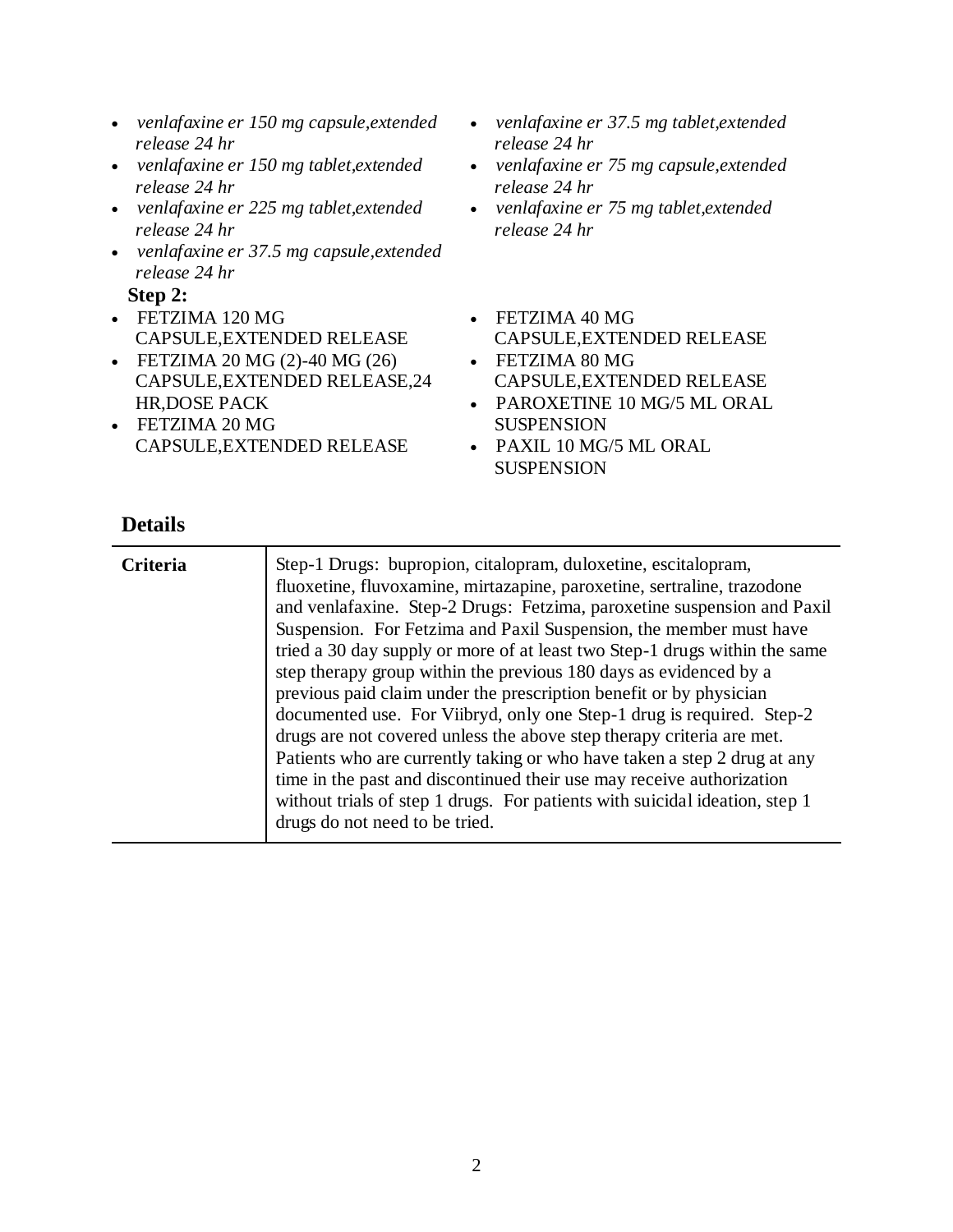- *venlafaxine er 150 mg capsule,extended release 24 hr*
- *venlafaxine er 150 mg tablet,extended release 24 hr*
- *venlafaxine er 225 mg tablet,extended release 24 hr*
- *venlafaxine er 37.5 mg capsule,extended release 24 hr*
- *venlafaxine er 37.5 mg tablet,extended release 24 hr*
- *venlafaxine er 75 mg capsule,extended release 24 hr*
- *venlafaxine er 75 mg tablet,extended release 24 hr*

**Step 2:**

- FETZIMA 120 MG CAPSULE,EXTENDED RELEASE
- FETZIMA 20 MG (2)-40 MG (26) CAPSULE,EXTENDED RELEASE,24 HR,DOSE PACK
- FETZIMA 20 MG CAPSULE,EXTENDED RELEASE
- FETZIMA 40 MG CAPSULE,EXTENDED RELEASE
- FETZIMA 80 MG CAPSULE,EXTENDED RELEASE
- PAROXETINE 10 MG/5 ML ORAL SUSPENSION
- PAXIL 10 MG/5 ML ORAL SUSPENSION

## Details

| | |
|---|---|
| **Criteria** | Step-1 Drugs: bupropion, citalopram, duloxetine, escitalopram, fluoxetine, fluvoxamine, mirtazapine, paroxetine, sertraline, trazodone and venlafaxine. Step-2 Drugs: Fetzima, paroxetine suspension and Paxil Suspension. For Fetzima and Paxil Suspension, the member must have tried a 30 day supply or more of at least two Step-1 drugs within the same step therapy group within the previous 180 days as evidenced by a previous paid claim under the prescription benefit or by physician documented use. For Viibryd, only one Step-1 drug is required. Step-2 drugs are not covered unless the above step therapy criteria are met. Patients who are currently taking or who have taken a step 2 drug at any time in the past and discontinued their use may receive authorization without trials of step 1 drugs. For patients with suicidal ideation, step 1 drugs do not need to be tried. |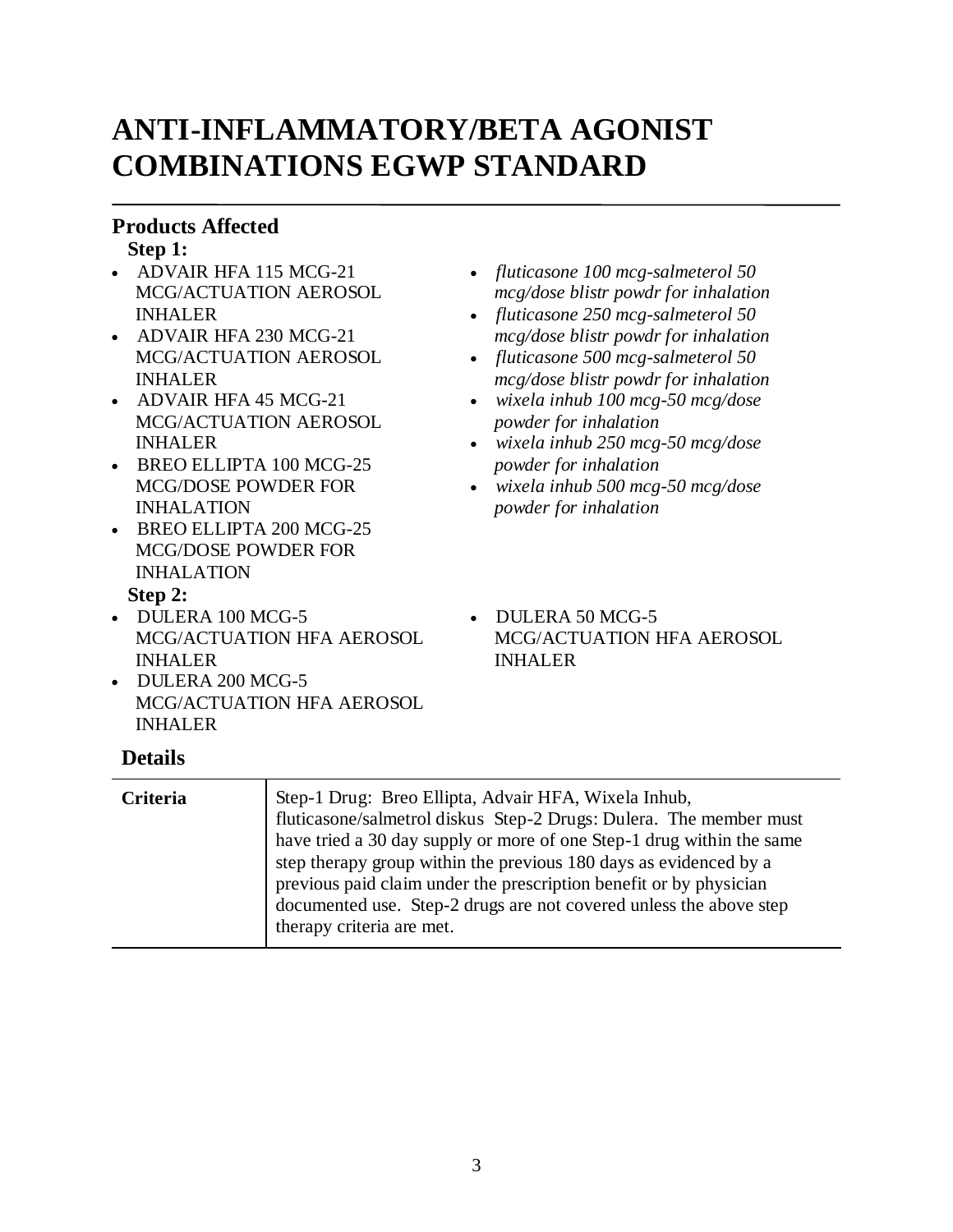# ANTI-INFLAMMATORY/BETA AGONIST COMBINATIONS EGWP STANDARD

## Products Affected

**Step 1:**

- ADVAIR HFA 115 MCG-21 MCG/ACTUATION AEROSOL INHALER
- ADVAIR HFA 230 MCG-21 MCG/ACTUATION AEROSOL INHALER
- ADVAIR HFA 45 MCG-21 MCG/ACTUATION AEROSOL INHALER
- BREO ELLIPTA 100 MCG-25 MCG/DOSE POWDER FOR INHALATION
- BREO ELLIPTA 200 MCG-25 MCG/DOSE POWDER FOR INHALATION
- *fluticasone 100 mcg-salmeterol 50 mcg/dose blistr powdr for inhalation*
- *fluticasone 250 mcg-salmeterol 50 mcg/dose blistr powdr for inhalation*
- *fluticasone 500 mcg-salmeterol 50 mcg/dose blistr powdr for inhalation*
- *wixela inhub 100 mcg-50 mcg/dose powder for inhalation*
- *wixela inhub 250 mcg-50 mcg/dose powder for inhalation*
- *wixela inhub 500 mcg-50 mcg/dose powder for inhalation*

**Step 2:**

- DULERA 100 MCG-5 MCG/ACTUATION HFA AEROSOL INHALER
- DULERA 200 MCG-5 MCG/ACTUATION HFA AEROSOL INHALER
- DULERA 50 MCG-5 MCG/ACTUATION HFA AEROSOL INHALER

## Details

| | |
|---|---|
| **Criteria** | Step-1 Drug: Breo Ellipta, Advair HFA, Wixela Inhub, fluticasone/salmetrol diskus Step-2 Drugs: Dulera. The member must have tried a 30 day supply or more of one Step-1 drug within the same step therapy group within the previous 180 days as evidenced by a previous paid claim under the prescription benefit or by physician documented use. Step-2 drugs are not covered unless the above step therapy criteria are met. |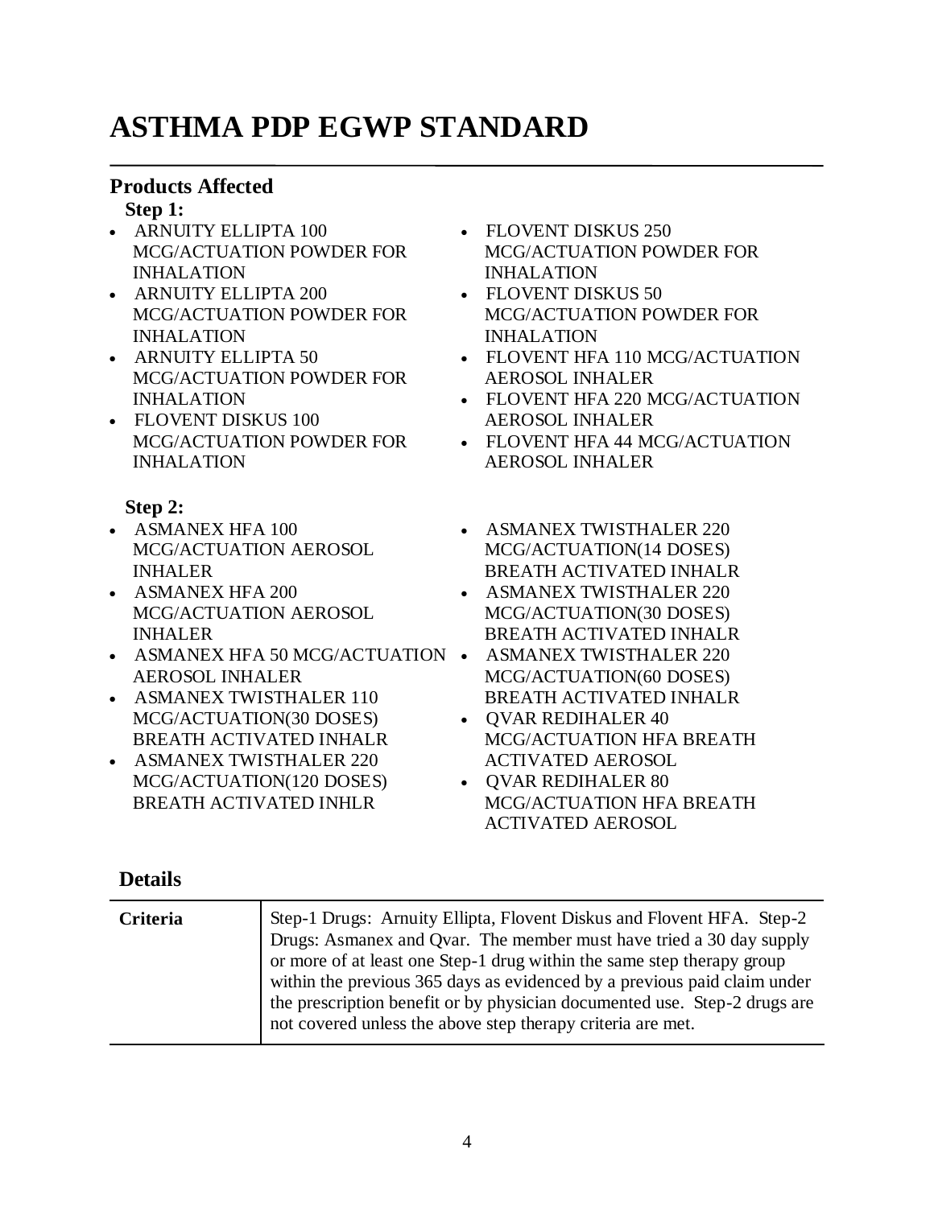# ASTHMA PDP EGWP STANDARD

## Products Affected

**Step 1:**

- ARNUITY ELLIPTA 100 MCG/ACTUATION POWDER FOR INHALATION
- ARNUITY ELLIPTA 200 MCG/ACTUATION POWDER FOR INHALATION
- ARNUITY ELLIPTA 50 MCG/ACTUATION POWDER FOR INHALATION
- FLOVENT DISKUS 100 MCG/ACTUATION POWDER FOR INHALATION
- FLOVENT DISKUS 250 MCG/ACTUATION POWDER FOR INHALATION
- FLOVENT DISKUS 50 MCG/ACTUATION POWDER FOR INHALATION
- FLOVENT HFA 110 MCG/ACTUATION AEROSOL INHALER
- FLOVENT HFA 220 MCG/ACTUATION AEROSOL INHALER
- FLOVENT HFA 44 MCG/ACTUATION AEROSOL INHALER

**Step 2:**

- ASMANEX HFA 100 MCG/ACTUATION AEROSOL INHALER
- ASMANEX HFA 200 MCG/ACTUATION AEROSOL INHALER
- ASMANEX HFA 50 MCG/ACTUATION AEROSOL INHALER
- ASMANEX TWISTHALER 110 MCG/ACTUATION(30 DOSES) BREATH ACTIVATED INHALR
- ASMANEX TWISTHALER 220 MCG/ACTUATION(120 DOSES) BREATH ACTIVATED INHLR
- ASMANEX TWISTHALER 220 MCG/ACTUATION(14 DOSES) BREATH ACTIVATED INHALR
- ASMANEX TWISTHALER 220 MCG/ACTUATION(30 DOSES) BREATH ACTIVATED INHALR
- ASMANEX TWISTHALER 220 MCG/ACTUATION(60 DOSES) BREATH ACTIVATED INHALR
- QVAR REDIHALER 40 MCG/ACTUATION HFA BREATH ACTIVATED AEROSOL
- QVAR REDIHALER 80 MCG/ACTUATION HFA BREATH ACTIVATED AEROSOL

## Details

| | |
|---|---|
| **Criteria** | Step-1 Drugs: Arnuity Ellipta, Flovent Diskus and Flovent HFA. Step-2 Drugs: Asmanex and Qvar. The member must have tried a 30 day supply or more of at least one Step-1 drug within the same step therapy group within the previous 365 days as evidenced by a previous paid claim under the prescription benefit or by physician documented use. Step-2 drugs are not covered unless the above step therapy criteria are met. |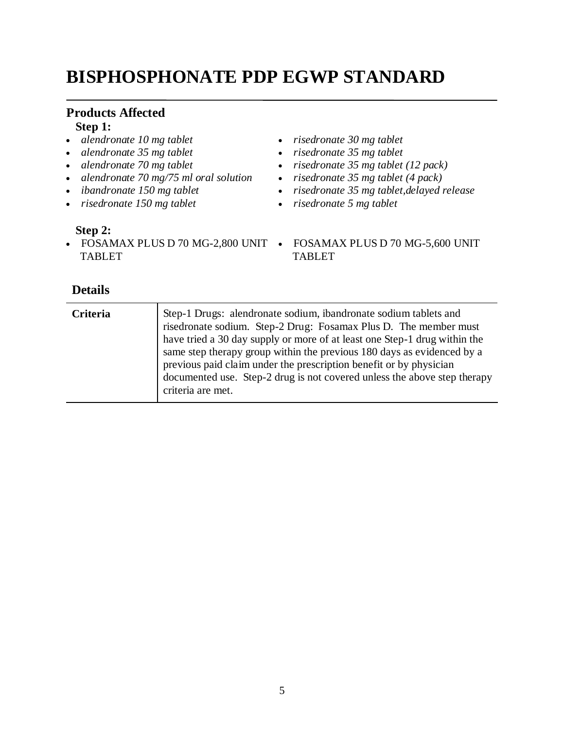# BISPHOSPHONATE PDP EGWP STANDARD

## Products Affected

**Step 1:**

- *alendronate 10 mg tablet*
- *alendronate 35 mg tablet*
- *alendronate 70 mg tablet*
- *alendronate 70 mg/75 ml oral solution*
- *ibandronate 150 mg tablet*
- *risedronate 150 mg tablet*
- *risedronate 30 mg tablet*
- *risedronate 35 mg tablet*
- *risedronate 35 mg tablet (12 pack)*
- *risedronate 35 mg tablet (4 pack)*
- *risedronate 35 mg tablet,delayed release*
- *risedronate 5 mg tablet*

**Step 2:**

- FOSAMAX PLUS D 70 MG-2,800 UNIT TABLET
- FOSAMAX PLUS D 70 MG-5,600 UNIT TABLET

## Details

| | |
|---|---|
| **Criteria** | Step-1 Drugs: alendronate sodium, ibandronate sodium tablets and risedronate sodium. Step-2 Drug: Fosamax Plus D. The member must have tried a 30 day supply or more of at least one Step-1 drug within the same step therapy group within the previous 180 days as evidenced by a previous paid claim under the prescription benefit or by physician documented use. Step-2 drug is not covered unless the above step therapy criteria are met. |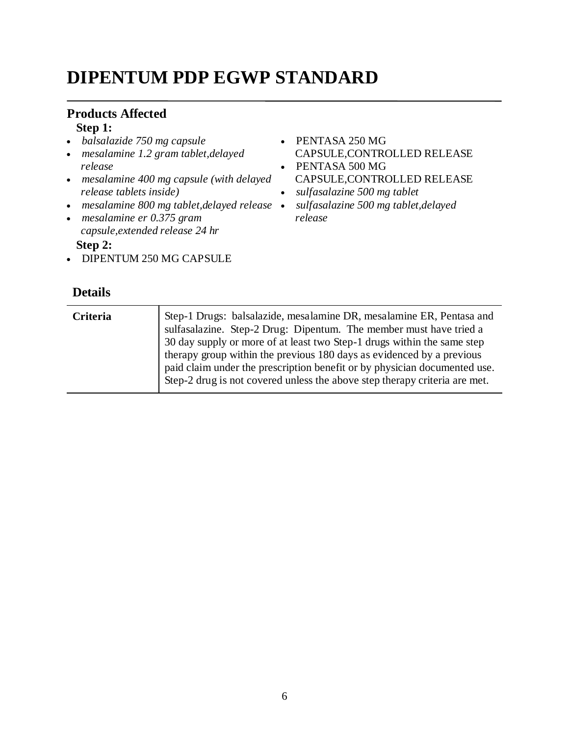# DIPENTUM PDP EGWP STANDARD

## Products Affected

**Step 1:**

- *balsalazide 750 mg capsule*
- *mesalamine 1.2 gram tablet,delayed release*
- *mesalamine 400 mg capsule (with delayed release tablets inside)*
- *mesalamine 800 mg tablet,delayed release*
- *mesalamine er 0.375 gram capsule,extended release 24 hr*
- PENTASA 250 MG CAPSULE,CONTROLLED RELEASE
- PENTASA 500 MG CAPSULE,CONTROLLED RELEASE
- *sulfasalazine 500 mg tablet*
- *sulfasalazine 500 mg tablet,delayed release*

**Step 2:**

- DIPENTUM 250 MG CAPSULE

## Details

| | |
|---|---|
| **Criteria** | Step-1 Drugs: balsalazide, mesalamine DR, mesalamine ER, Pentasa and sulfasalazine. Step-2 Drug: Dipentum. The member must have tried a 30 day supply or more of at least two Step-1 drugs within the same step therapy group within the previous 180 days as evidenced by a previous paid claim under the prescription benefit or by physician documented use. Step-2 drug is not covered unless the above step therapy criteria are met. |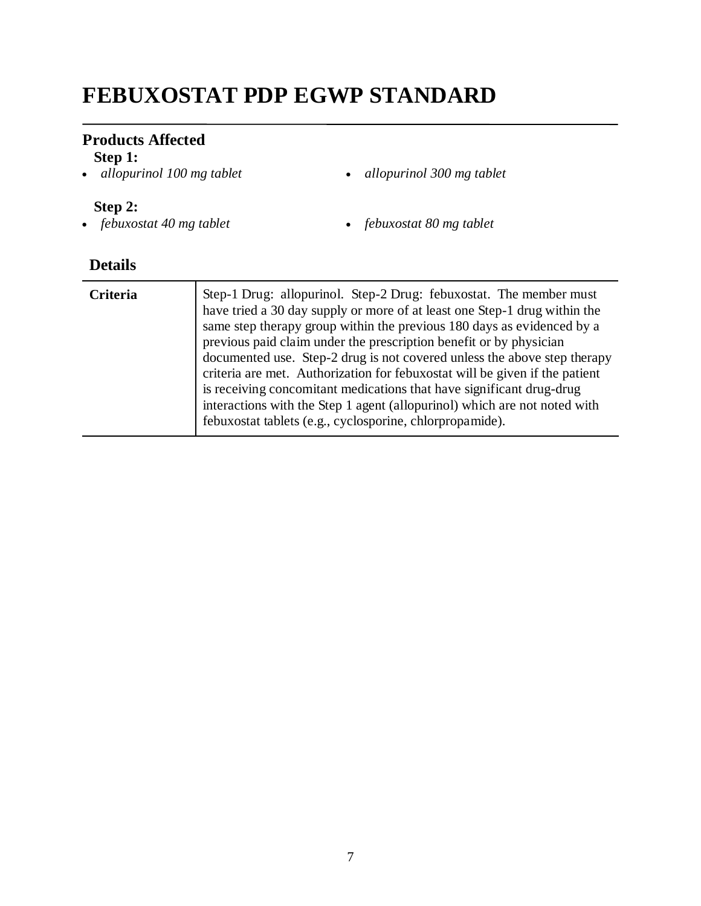# FEBUXOSTAT PDP EGWP STANDARD

## Products Affected

**Step 1:**

- *allopurinol 100 mg tablet*
- *allopurinol 300 mg tablet*

**Step 2:**

- *febuxostat 40 mg tablet*
- *febuxostat 80 mg tablet*

## Details

| | |
|---|---|
| **Criteria** | Step-1 Drug: allopurinol. Step-2 Drug: febuxostat. The member must have tried a 30 day supply or more of at least one Step-1 drug within the same step therapy group within the previous 180 days as evidenced by a previous paid claim under the prescription benefit or by physician documented use. Step-2 drug is not covered unless the above step therapy criteria are met. Authorization for febuxostat will be given if the patient is receiving concomitant medications that have significant drug-drug interactions with the Step 1 agent (allopurinol) which are not noted with febuxostat tablets (e.g., cyclosporine, chlorpropamide). |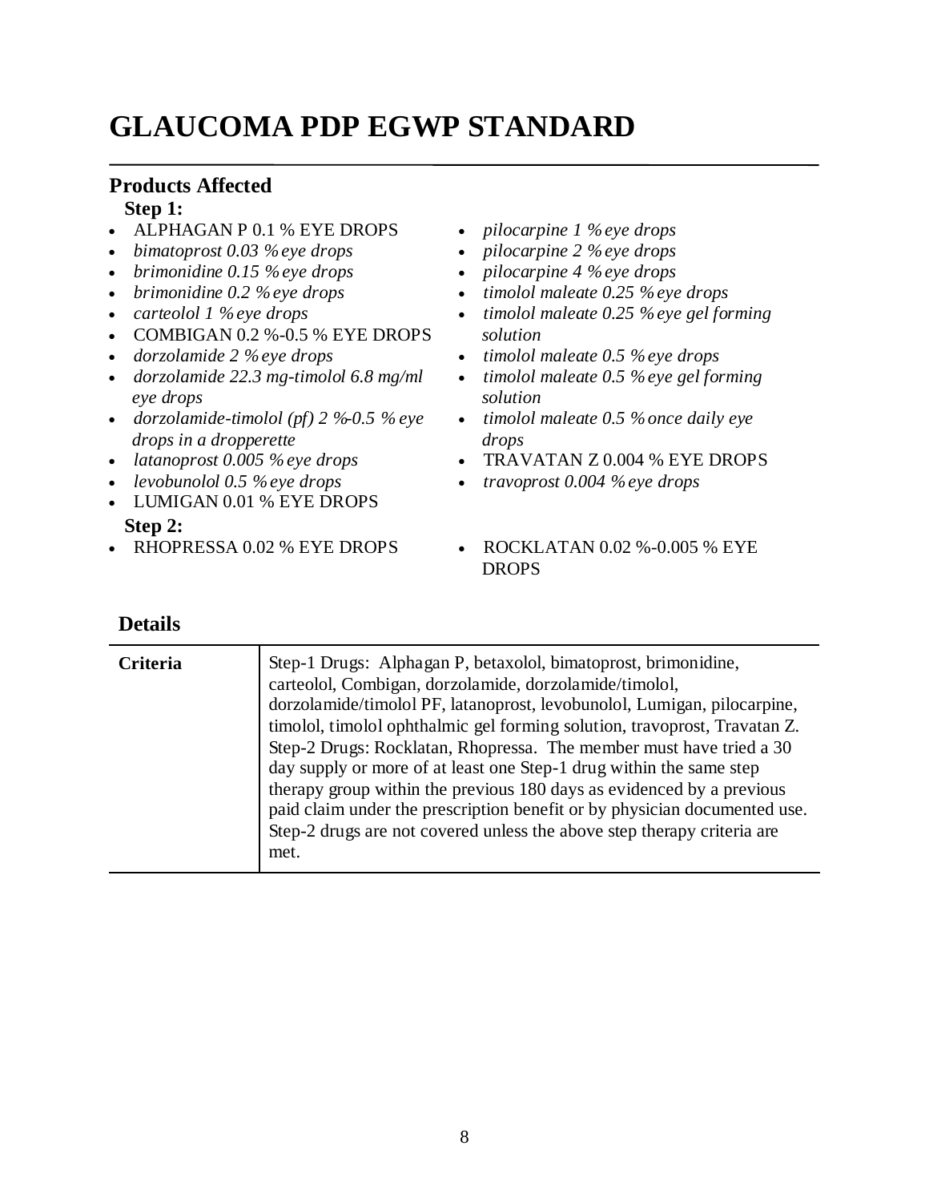# GLAUCOMA PDP EGWP STANDARD

## Products Affected

**Step 1:**

- ALPHAGAN P 0.1 % EYE DROPS
- *bimatoprost 0.03 % eye drops*
- *brimonidine 0.15 % eye drops*
- *brimonidine 0.2 % eye drops*
- *carteolol 1 % eye drops*
- COMBIGAN 0.2 %-0.5 % EYE DROPS
- *dorzolamide 2 % eye drops*
- *dorzolamide 22.3 mg-timolol 6.8 mg/ml eye drops*
- *dorzolamide-timolol (pf) 2 %-0.5 % eye drops in a dropperette*
- *latanoprost 0.005 % eye drops*
- *levobunolol 0.5 % eye drops*
- LUMIGAN 0.01 % EYE DROPS
- *pilocarpine 1 % eye drops*
- *pilocarpine 2 % eye drops*
- *pilocarpine 4 % eye drops*
- *timolol maleate 0.25 % eye drops*
- *timolol maleate 0.25 % eye gel forming solution*
- *timolol maleate 0.5 % eye drops*
- *timolol maleate 0.5 % eye gel forming solution*
- *timolol maleate 0.5 % once daily eye drops*
- TRAVATAN Z 0.004 % EYE DROPS
- *travoprost 0.004 % eye drops*

**Step 2:**

- RHOPRESSA 0.02 % EYE DROPS
- ROCKLATAN 0.02 %-0.005 % EYE DROPS

## Details

| | |
|---|---|
| **Criteria** | Step-1 Drugs: Alphagan P, betaxolol, bimatoprost, brimonidine, carteolol, Combigan, dorzolamide, dorzolamide/timolol, dorzolamide/timolol PF, latanoprost, levobunolol, Lumigan, pilocarpine, timolol, timolol ophthalmic gel forming solution, travoprost, Travatan Z. Step-2 Drugs: Rocklatan, Rhopressa. The member must have tried a 30 day supply or more of at least one Step-1 drug within the same step therapy group within the previous 180 days as evidenced by a previous paid claim under the prescription benefit or by physician documented use. Step-2 drugs are not covered unless the above step therapy criteria are met. |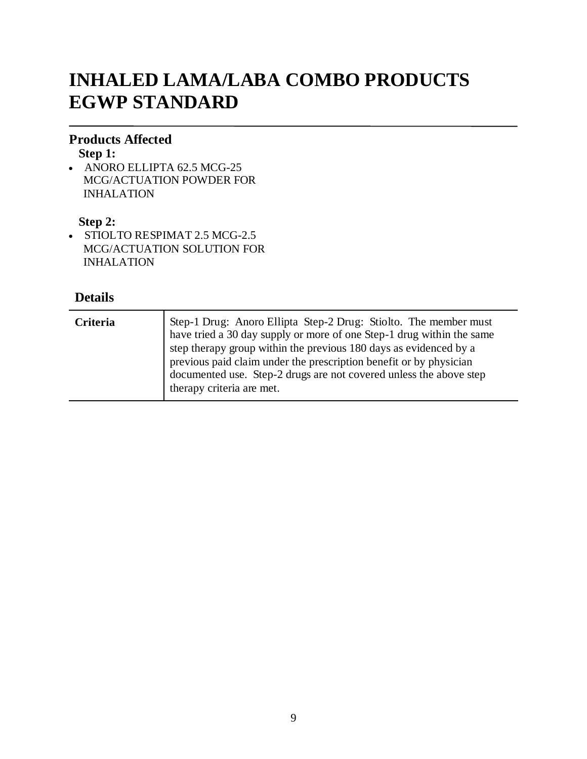# INHALED LAMA/LABA COMBO PRODUCTS EGWP STANDARD

## Products Affected

**Step 1:**

- ANORO ELLIPTA 62.5 MCG-25 MCG/ACTUATION POWDER FOR INHALATION

**Step 2:**

- STIOLTO RESPIMAT 2.5 MCG-2.5 MCG/ACTUATION SOLUTION FOR INHALATION

## Details

| | |
|---|---|
| **Criteria** | Step-1 Drug: Anoro Ellipta Step-2 Drug: Stiolto. The member must have tried a 30 day supply or more of one Step-1 drug within the same step therapy group within the previous 180 days as evidenced by a previous paid claim under the prescription benefit or by physician documented use. Step-2 drugs are not covered unless the above step therapy criteria are met. |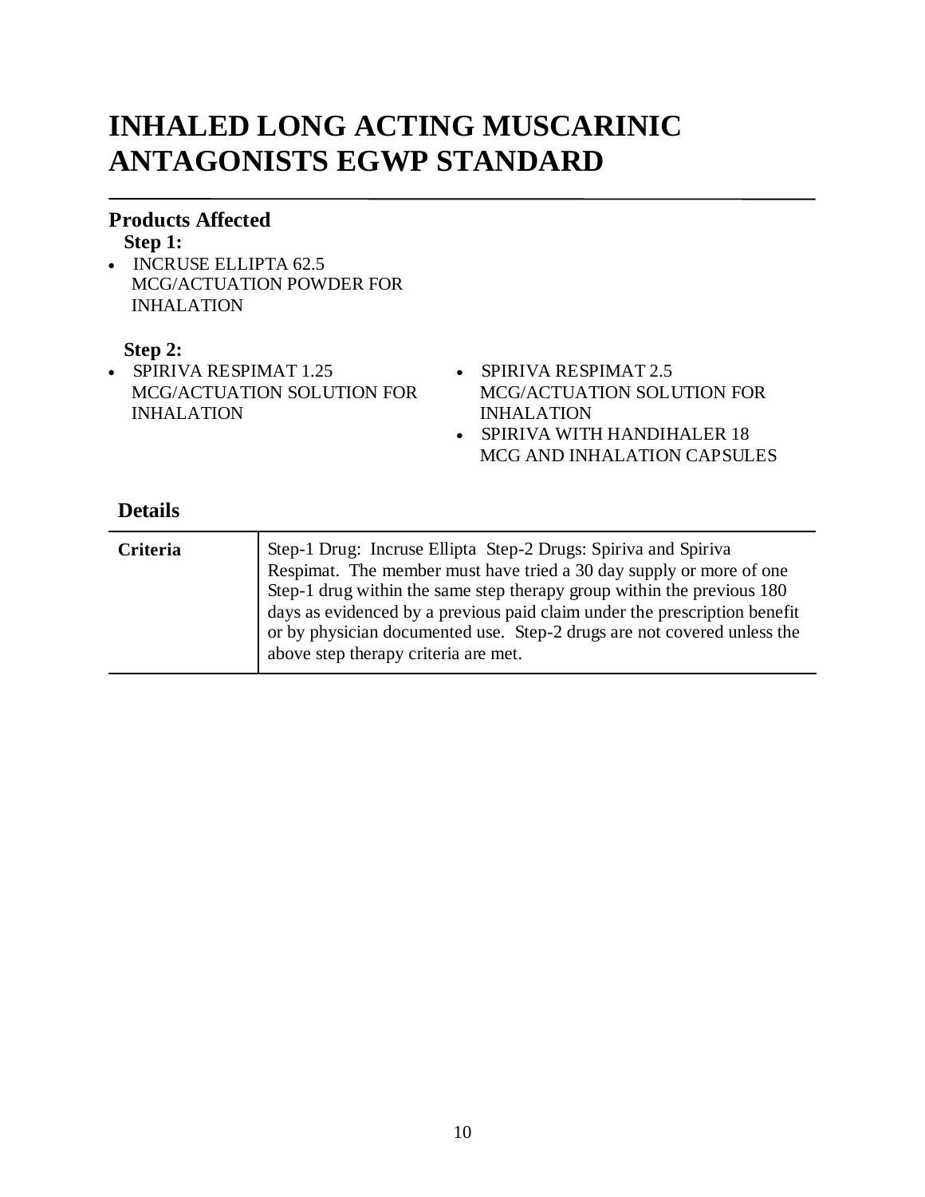# INHALED LONG ACTING MUSCARINIC ANTAGONISTS EGWP STANDARD

## Products Affected

**Step 1:**

- INCRUSE ELLIPTA 62.5 MCG/ACTUATION POWDER FOR INHALATION

**Step 2:**

- SPIRIVA RESPIMAT 1.25 MCG/ACTUATION SOLUTION FOR INHALATION
- SPIRIVA RESPIMAT 2.5 MCG/ACTUATION SOLUTION FOR INHALATION
- SPIRIVA WITH HANDIHALER 18 MCG AND INHALATION CAPSULES

## Details

| | |
|---|---|
| **Criteria** | Step-1 Drug: Incruse Ellipta Step-2 Drugs: Spiriva and Spiriva Respimat. The member must have tried a 30 day supply or more of one Step-1 drug within the same step therapy group within the previous 180 days as evidenced by a previous paid claim under the prescription benefit or by physician documented use. Step-2 drugs are not covered unless the above step therapy criteria are met. |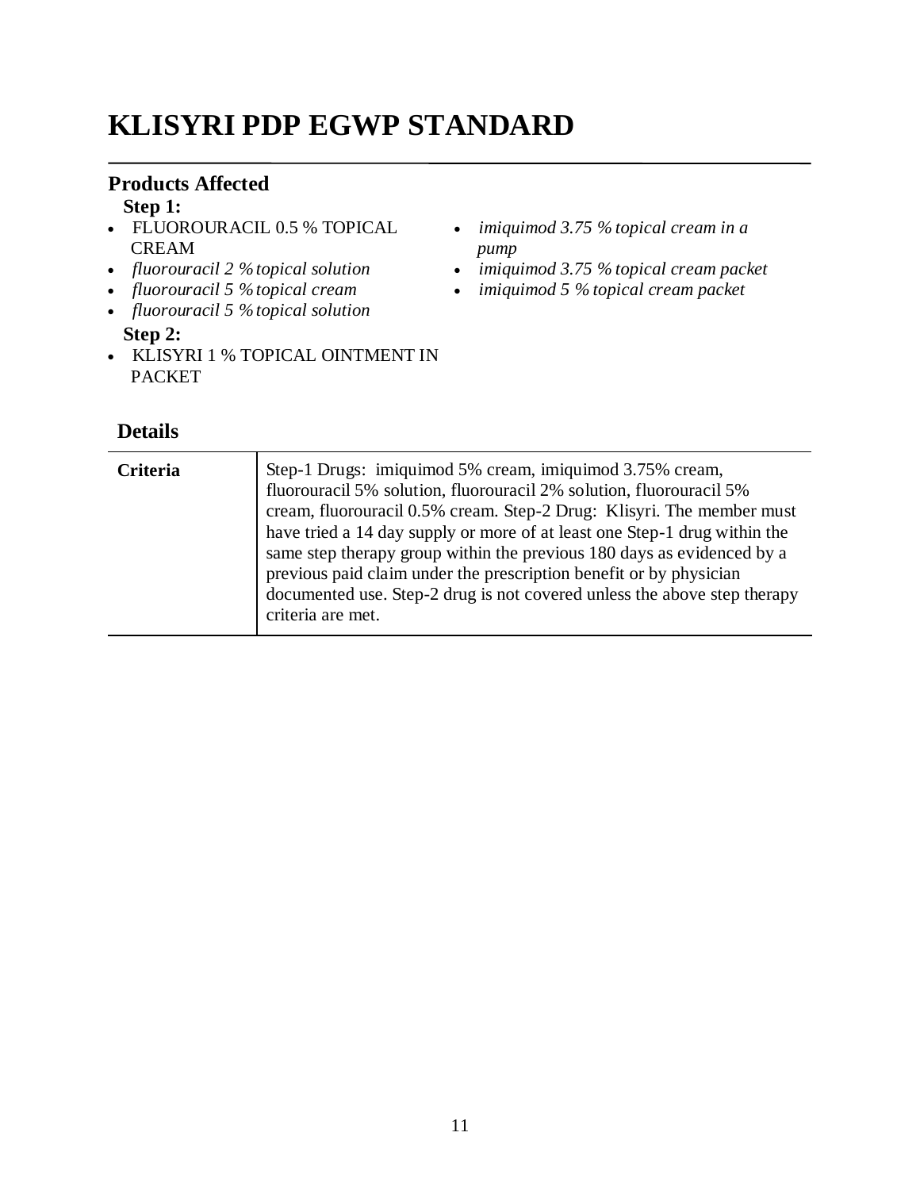# KLISYRI PDP EGWP STANDARD

## Products Affected

**Step 1:**

- FLUOROURACIL 0.5 % TOPICAL CREAM
- *fluorouracil 2 % topical solution*
- *fluorouracil 5 % topical cream*
- *fluorouracil 5 % topical solution*
- *imiquimod 3.75 % topical cream in a pump*
- *imiquimod 3.75 % topical cream packet*
- *imiquimod 5 % topical cream packet*

**Step 2:**

- KLISYRI 1 % TOPICAL OINTMENT IN PACKET

## Details

| | |
|---|---|
| **Criteria** | Step-1 Drugs: imiquimod 5% cream, imiquimod 3.75% cream, fluorouracil 5% solution, fluorouracil 2% solution, fluorouracil 5% cream, fluorouracil 0.5% cream. Step-2 Drug: Klisyri. The member must have tried a 14 day supply or more of at least one Step-1 drug within the same step therapy group within the previous 180 days as evidenced by a previous paid claim under the prescription benefit or by physician documented use. Step-2 drug is not covered unless the above step therapy criteria are met. |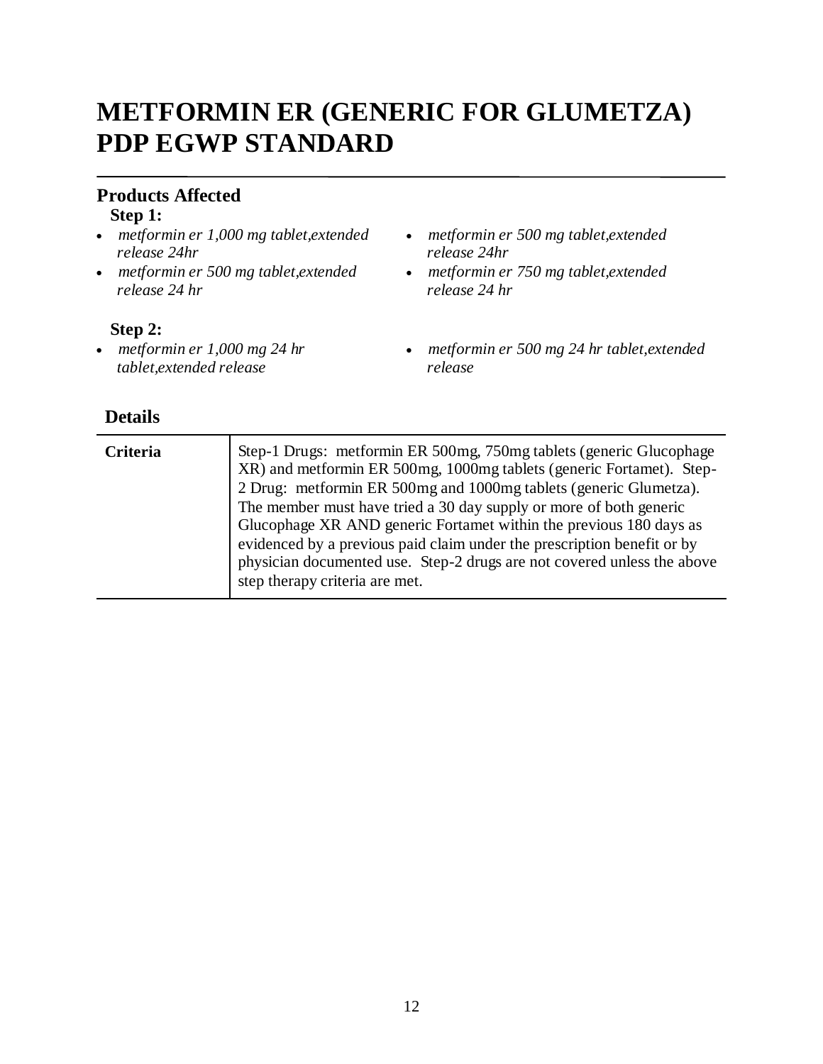# METFORMIN ER (GENERIC FOR GLUMETZA) PDP EGWP STANDARD

## Products Affected

**Step 1:**

- *metformin er 1,000 mg tablet,extended release 24hr*
- *metformin er 500 mg tablet,extended release 24 hr*
- *metformin er 500 mg tablet,extended release 24hr*
- *metformin er 750 mg tablet,extended release 24 hr*

**Step 2:**

- *metformin er 1,000 mg 24 hr tablet,extended release*
- *metformin er 500 mg 24 hr tablet,extended release*

## Details

| | |
|---|---|
| **Criteria** | Step-1 Drugs: metformin ER 500mg, 750mg tablets (generic Glucophage XR) and metformin ER 500mg, 1000mg tablets (generic Fortamet). Step-2 Drug: metformin ER 500mg and 1000mg tablets (generic Glumetza). The member must have tried a 30 day supply or more of both generic Glucophage XR AND generic Fortamet within the previous 180 days as evidenced by a previous paid claim under the prescription benefit or by physician documented use. Step-2 drugs are not covered unless the above step therapy criteria are met. |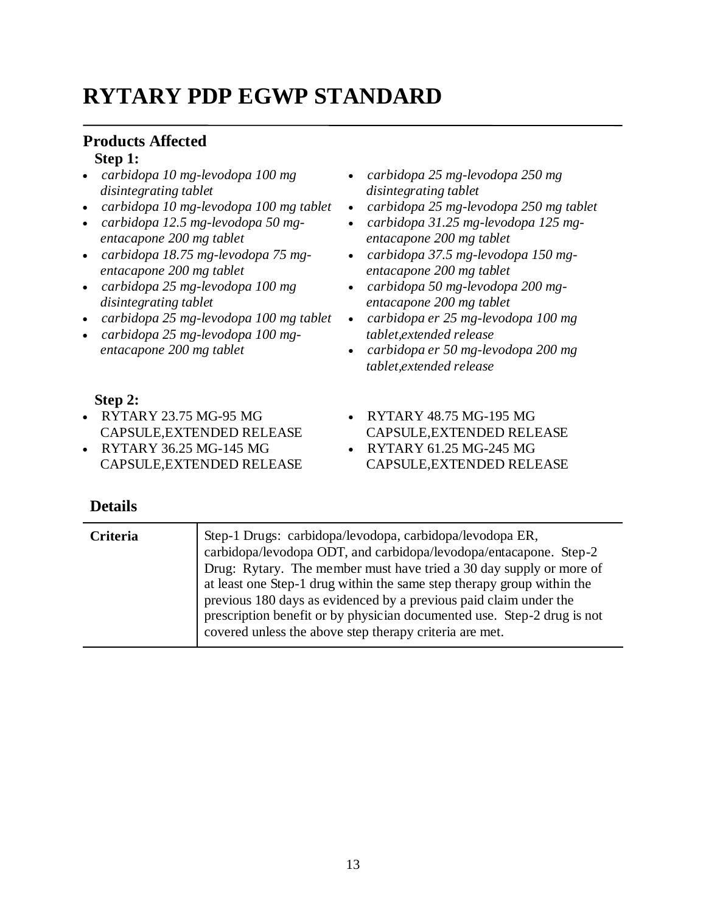# RYTARY PDP EGWP STANDARD

## Products Affected

**Step 1:**

- *carbidopa 10 mg-levodopa 100 mg disintegrating tablet*
- *carbidopa 10 mg-levodopa 100 mg tablet*
- *carbidopa 12.5 mg-levodopa 50 mg-entacapone 200 mg tablet*
- *carbidopa 18.75 mg-levodopa 75 mg-entacapone 200 mg tablet*
- *carbidopa 25 mg-levodopa 100 mg disintegrating tablet*
- *carbidopa 25 mg-levodopa 100 mg tablet*
- *carbidopa 25 mg-levodopa 100 mg-entacapone 200 mg tablet*
- *carbidopa 25 mg-levodopa 250 mg disintegrating tablet*
- *carbidopa 25 mg-levodopa 250 mg tablet*
- *carbidopa 31.25 mg-levodopa 125 mg-entacapone 200 mg tablet*
- *carbidopa 37.5 mg-levodopa 150 mg-entacapone 200 mg tablet*
- *carbidopa 50 mg-levodopa 200 mg-entacapone 200 mg tablet*
- *carbidopa er 25 mg-levodopa 100 mg tablet,extended release*
- *carbidopa er 50 mg-levodopa 200 mg tablet,extended release*

**Step 2:**

- RYTARY 23.75 MG-95 MG CAPSULE,EXTENDED RELEASE
- RYTARY 36.25 MG-145 MG CAPSULE,EXTENDED RELEASE
- RYTARY 48.75 MG-195 MG CAPSULE,EXTENDED RELEASE
- RYTARY 61.25 MG-245 MG CAPSULE,EXTENDED RELEASE

## Details

| | |
|---|---|
| **Criteria** | Step-1 Drugs: carbidopa/levodopa, carbidopa/levodopa ER, carbidopa/levodopa ODT, and carbidopa/levodopa/entacapone. Step-2 Drug: Rytary. The member must have tried a 30 day supply or more of at least one Step-1 drug within the same step therapy group within the previous 180 days as evidenced by a previous paid claim under the prescription benefit or by physician documented use. Step-2 drug is not covered unless the above step therapy criteria are met. |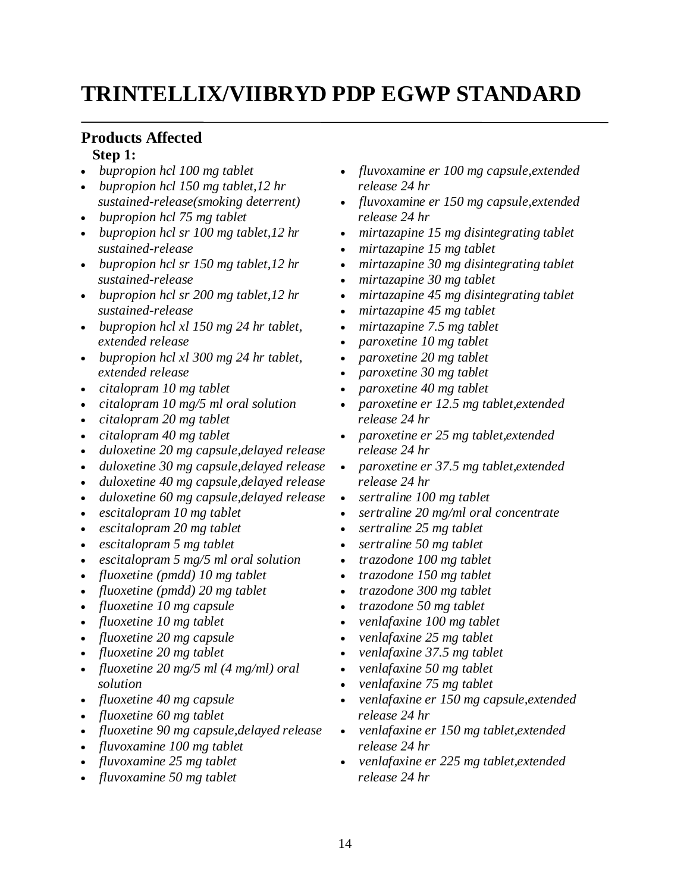# TRINTELLIX/VIIBRYD PDP EGWP STANDARD

## Products Affected

**Step 1:**

- *bupropion hcl 100 mg tablet*
- *bupropion hcl 150 mg tablet,12 hr sustained-release(smoking deterrent)*
- *bupropion hcl 75 mg tablet*
- *bupropion hcl sr 100 mg tablet,12 hr sustained-release*
- *bupropion hcl sr 150 mg tablet,12 hr sustained-release*
- *bupropion hcl sr 200 mg tablet,12 hr sustained-release*
- *bupropion hcl xl 150 mg 24 hr tablet, extended release*
- *bupropion hcl xl 300 mg 24 hr tablet, extended release*
- *citalopram 10 mg tablet*
- *citalopram 10 mg/5 ml oral solution*
- *citalopram 20 mg tablet*
- *citalopram 40 mg tablet*
- *duloxetine 20 mg capsule,delayed release*
- *duloxetine 30 mg capsule,delayed release*
- *duloxetine 40 mg capsule,delayed release*
- *duloxetine 60 mg capsule,delayed release*
- *escitalopram 10 mg tablet*
- *escitalopram 20 mg tablet*
- *escitalopram 5 mg tablet*
- *escitalopram 5 mg/5 ml oral solution*
- *fluoxetine (pmdd) 10 mg tablet*
- *fluoxetine (pmdd) 20 mg tablet*
- *fluoxetine 10 mg capsule*
- *fluoxetine 10 mg tablet*
- *fluoxetine 20 mg capsule*
- *fluoxetine 20 mg tablet*
- *fluoxetine 20 mg/5 ml (4 mg/ml) oral solution*
- *fluoxetine 40 mg capsule*
- *fluoxetine 60 mg tablet*
- *fluoxetine 90 mg capsule,delayed release*
- *fluvoxamine 100 mg tablet*
- *fluvoxamine 25 mg tablet*
- *fluvoxamine 50 mg tablet*
- *fluvoxamine er 100 mg capsule,extended release 24 hr*
- *fluvoxamine er 150 mg capsule,extended release 24 hr*
- *mirtazapine 15 mg disintegrating tablet*
- *mirtazapine 15 mg tablet*
- *mirtazapine 30 mg disintegrating tablet*
- *mirtazapine 30 mg tablet*
- *mirtazapine 45 mg disintegrating tablet*
- *mirtazapine 45 mg tablet*
- *mirtazapine 7.5 mg tablet*
- *paroxetine 10 mg tablet*
- *paroxetine 20 mg tablet*
- *paroxetine 30 mg tablet*
- *paroxetine 40 mg tablet*
- *paroxetine er 12.5 mg tablet,extended release 24 hr*
- *paroxetine er 25 mg tablet,extended release 24 hr*
- *paroxetine er 37.5 mg tablet,extended release 24 hr*
- *sertraline 100 mg tablet*
- *sertraline 20 mg/ml oral concentrate*
- *sertraline 25 mg tablet*
- *sertraline 50 mg tablet*
- *trazodone 100 mg tablet*
- *trazodone 150 mg tablet*
- *trazodone 300 mg tablet*
- *trazodone 50 mg tablet*
- *venlafaxine 100 mg tablet*
- *venlafaxine 25 mg tablet*
- *venlafaxine 37.5 mg tablet*
- *venlafaxine 50 mg tablet*
- *venlafaxine 75 mg tablet*
- *venlafaxine er 150 mg capsule,extended release 24 hr*
- *venlafaxine er 150 mg tablet,extended release 24 hr*
- *venlafaxine er 225 mg tablet,extended release 24 hr*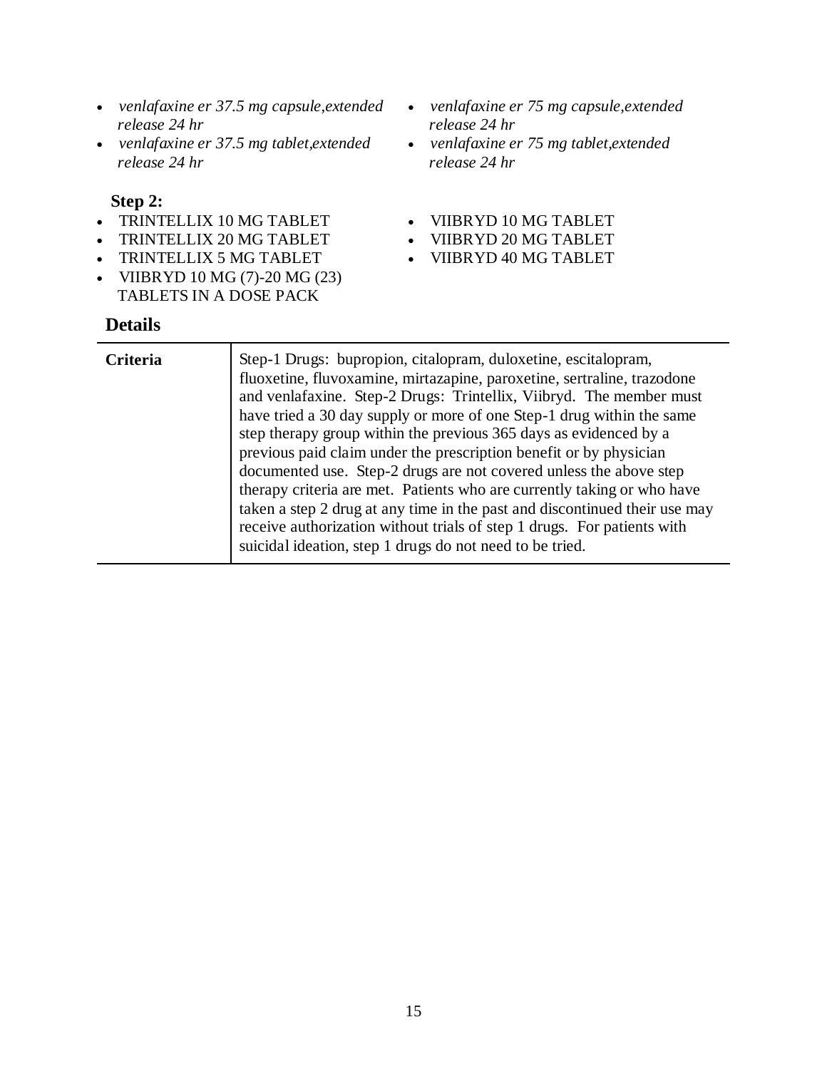- *venlafaxine er 37.5 mg capsule,extended release 24 hr*
- *venlafaxine er 37.5 mg tablet,extended release 24 hr*
- *venlafaxine er 75 mg capsule,extended release 24 hr*
- *venlafaxine er 75 mg tablet,extended release 24 hr*

**Step 2:**

- TRINTELLIX 10 MG TABLET
- TRINTELLIX 20 MG TABLET
- TRINTELLIX 5 MG TABLET
- VIIBRYD 10 MG (7)-20 MG (23) TABLETS IN A DOSE PACK
- VIIBRYD 10 MG TABLET
- VIIBRYD 20 MG TABLET
- VIIBRYD 40 MG TABLET

## Details

| | |
|---|---|
| **Criteria** | Step-1 Drugs: bupropion, citalopram, duloxetine, escitalopram, fluoxetine, fluvoxamine, mirtazapine, paroxetine, sertraline, trazodone and venlafaxine. Step-2 Drugs: Trintellix, Viibryd. The member must have tried a 30 day supply or more of one Step-1 drug within the same step therapy group within the previous 365 days as evidenced by a previous paid claim under the prescription benefit or by physician documented use. Step-2 drugs are not covered unless the above step therapy criteria are met. Patients who are currently taking or who have taken a step 2 drug at any time in the past and discontinued their use may receive authorization without trials of step 1 drugs. For patients with suicidal ideation, step 1 drugs do not need to be tried. |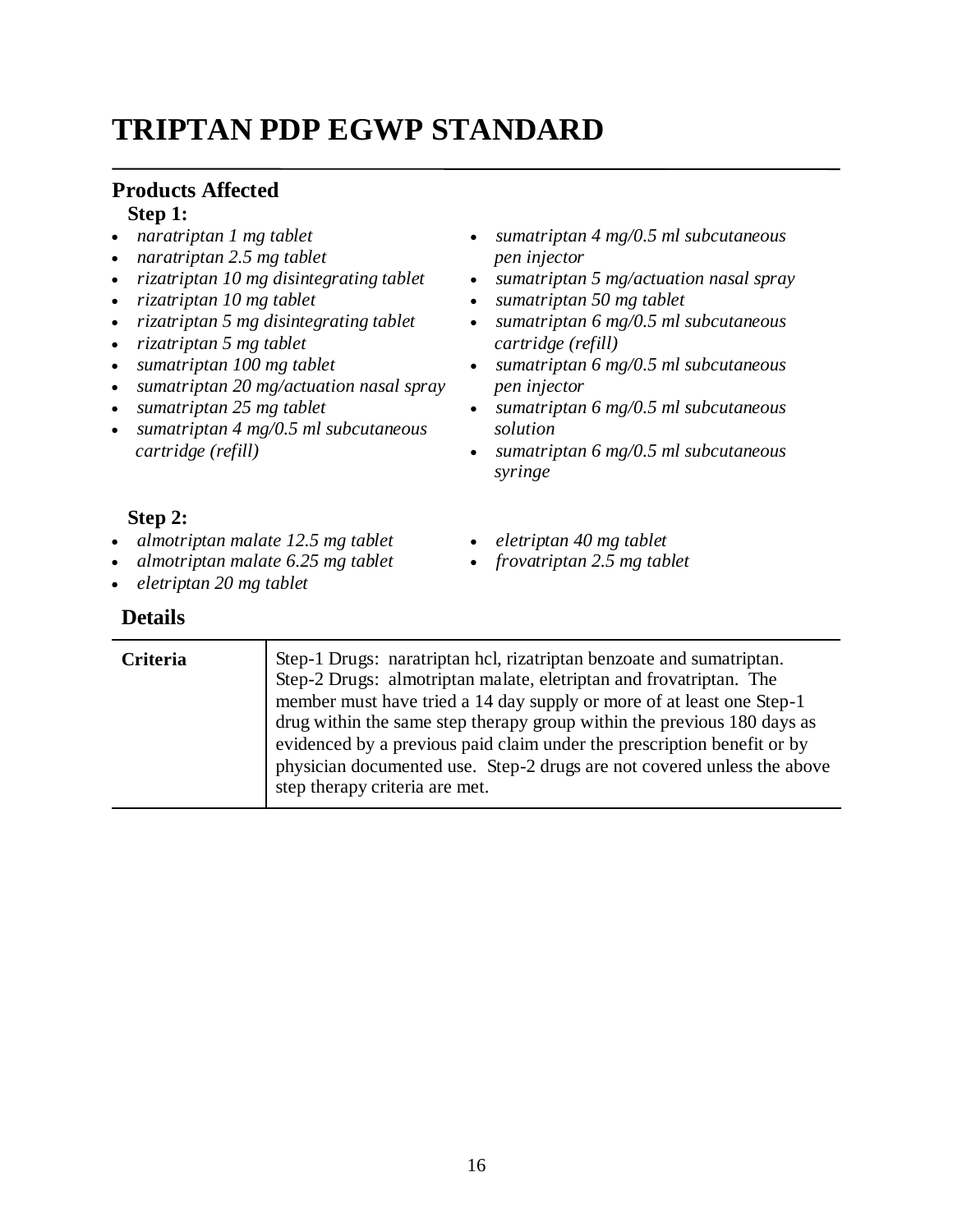# TRIPTAN PDP EGWP STANDARD

## Products Affected

**Step 1:**

- *naratriptan 1 mg tablet*
- *naratriptan 2.5 mg tablet*
- *rizatriptan 10 mg disintegrating tablet*
- *rizatriptan 10 mg tablet*
- *rizatriptan 5 mg disintegrating tablet*
- *rizatriptan 5 mg tablet*
- *sumatriptan 100 mg tablet*
- *sumatriptan 20 mg/actuation nasal spray*
- *sumatriptan 25 mg tablet*
- *sumatriptan 4 mg/0.5 ml subcutaneous cartridge (refill)*
- *sumatriptan 4 mg/0.5 ml subcutaneous pen injector*
- *sumatriptan 5 mg/actuation nasal spray*
- *sumatriptan 50 mg tablet*
- *sumatriptan 6 mg/0.5 ml subcutaneous cartridge (refill)*
- *sumatriptan 6 mg/0.5 ml subcutaneous pen injector*
- *sumatriptan 6 mg/0.5 ml subcutaneous solution*
- *sumatriptan 6 mg/0.5 ml subcutaneous syringe*

**Step 2:**

- *almotriptan malate 12.5 mg tablet*
- *almotriptan malate 6.25 mg tablet*
- *eletriptan 20 mg tablet*
- *eletriptan 40 mg tablet*
- *frovatriptan 2.5 mg tablet*

## Details

| | |
|---|---|
| **Criteria** | Step-1 Drugs: naratriptan hcl, rizatriptan benzoate and sumatriptan. Step-2 Drugs: almotriptan malate, eletriptan and frovatriptan. The member must have tried a 14 day supply or more of at least one Step-1 drug within the same step therapy group within the previous 180 days as evidenced by a previous paid claim under the prescription benefit or by physician documented use. Step-2 drugs are not covered unless the above step therapy criteria are met. |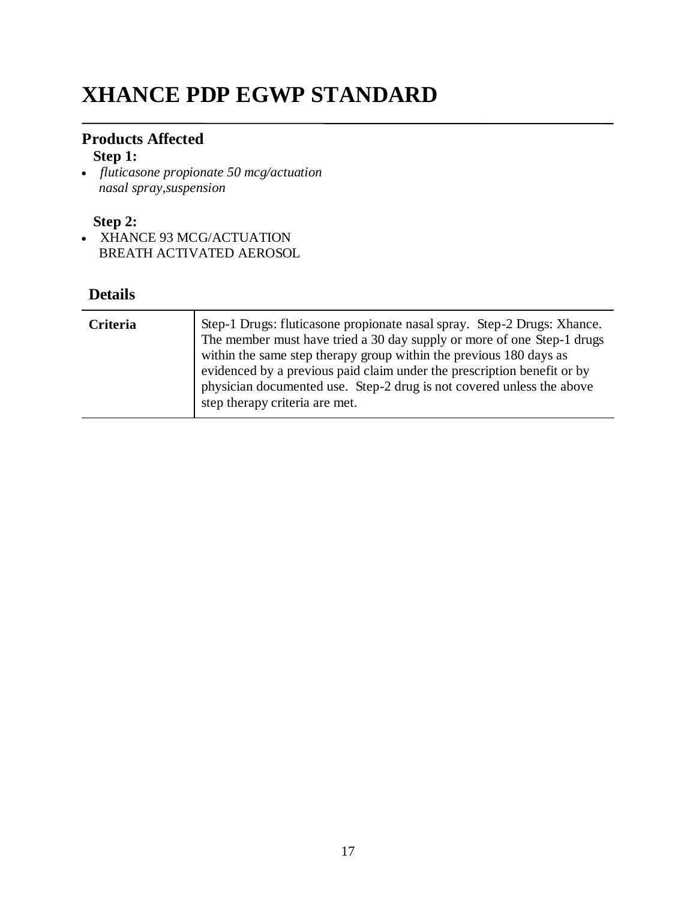# XHANCE PDP EGWP STANDARD

## Products Affected

**Step 1:**

- *fluticasone propionate 50 mcg/actuation nasal spray,suspension*

**Step 2:**

- XHANCE 93 MCG/ACTUATION BREATH ACTIVATED AEROSOL

## Details

| | |
|---|---|
| **Criteria** | Step-1 Drugs: fluticasone propionate nasal spray. Step-2 Drugs: Xhance. The member must have tried a 30 day supply or more of one Step-1 drugs within the same step therapy group within the previous 180 days as evidenced by a previous paid claim under the prescription benefit or by physician documented use. Step-2 drug is not covered unless the above step therapy criteria are met. |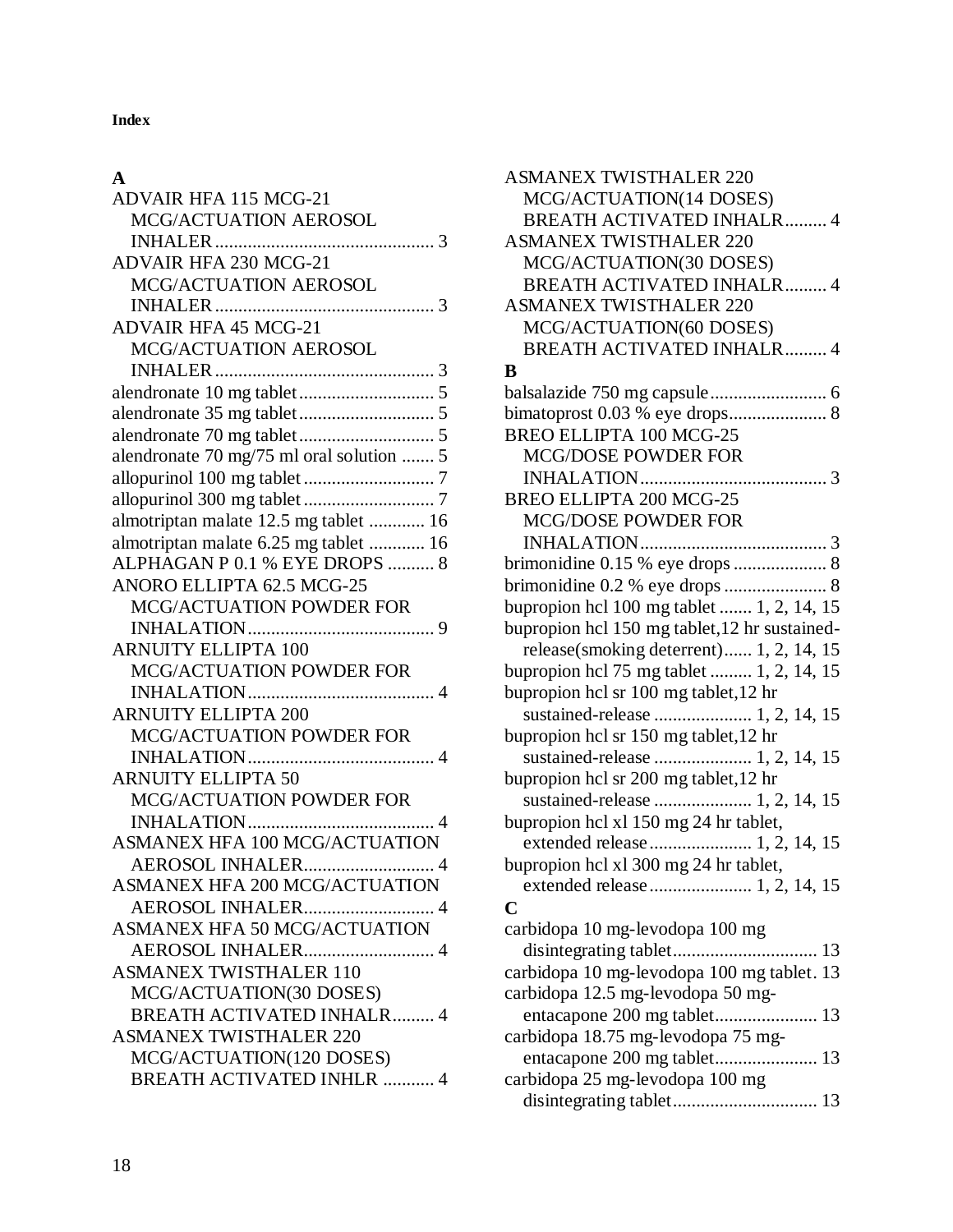**Index**

## A

- ADVAIR HFA 115 MCG-21 MCG/ACTUATION AEROSOL INHALER ... 3
- ADVAIR HFA 230 MCG-21 MCG/ACTUATION AEROSOL INHALER ... 3
- ADVAIR HFA 45 MCG-21 MCG/ACTUATION AEROSOL INHALER ... 3
- alendronate 10 mg tablet ... 5
- alendronate 35 mg tablet ... 5
- alendronate 70 mg tablet ... 5
- alendronate 70 mg/75 ml oral solution ... 5
- allopurinol 100 mg tablet ... 7
- allopurinol 300 mg tablet ... 7
- almotriptan malate 12.5 mg tablet ... 16
- almotriptan malate 6.25 mg tablet ... 16
- ALPHAGAN P 0.1 % EYE DROPS ... 8
- ANORO ELLIPTA 62.5 MCG-25 MCG/ACTUATION POWDER FOR INHALATION ... 9
- ARNUITY ELLIPTA 100 MCG/ACTUATION POWDER FOR INHALATION ... 4
- ARNUITY ELLIPTA 200 MCG/ACTUATION POWDER FOR INHALATION ... 4
- ARNUITY ELLIPTA 50 MCG/ACTUATION POWDER FOR INHALATION ... 4
- ASMANEX HFA 100 MCG/ACTUATION AEROSOL INHALER ... 4
- ASMANEX HFA 200 MCG/ACTUATION AEROSOL INHALER ... 4
- ASMANEX HFA 50 MCG/ACTUATION AEROSOL INHALER ... 4
- ASMANEX TWISTHALER 110 MCG/ACTUATION(30 DOSES) BREATH ACTIVATED INHALR ... 4
- ASMANEX TWISTHALER 220 MCG/ACTUATION(120 DOSES) BREATH ACTIVATED INHLR ... 4
- ASMANEX TWISTHALER 220 MCG/ACTUATION(14 DOSES) BREATH ACTIVATED INHALR ... 4
- ASMANEX TWISTHALER 220 MCG/ACTUATION(30 DOSES) BREATH ACTIVATED INHALR ... 4
- ASMANEX TWISTHALER 220 MCG/ACTUATION(60 DOSES) BREATH ACTIVATED INHALR ... 4

## B

- balsalazide 750 mg capsule ... 6
- bimatoprost 0.03 % eye drops ... 8
- BREO ELLIPTA 100 MCG-25 MCG/DOSE POWDER FOR INHALATION ... 3
- BREO ELLIPTA 200 MCG-25 MCG/DOSE POWDER FOR INHALATION ... 3
- brimonidine 0.15 % eye drops ... 8
- brimonidine 0.2 % eye drops ... 8
- bupropion hcl 100 mg tablet ... 1, 2, 14, 15
- bupropion hcl 150 mg tablet,12 hr sustained-release(smoking deterrent) ... 1, 2, 14, 15
- bupropion hcl 75 mg tablet ... 1, 2, 14, 15
- bupropion hcl sr 100 mg tablet,12 hr sustained-release ... 1, 2, 14, 15
- bupropion hcl sr 150 mg tablet,12 hr sustained-release ... 1, 2, 14, 15
- bupropion hcl sr 200 mg tablet,12 hr sustained-release ... 1, 2, 14, 15
- bupropion hcl xl 150 mg 24 hr tablet, extended release ... 1, 2, 14, 15
- bupropion hcl xl 300 mg 24 hr tablet, extended release ... 1, 2, 14, 15

## C

- carbidopa 10 mg-levodopa 100 mg disintegrating tablet ... 13
- carbidopa 10 mg-levodopa 100 mg tablet ... 13
- carbidopa 12.5 mg-levodopa 50 mg-entacapone 200 mg tablet ... 13
- carbidopa 18.75 mg-levodopa 75 mg-entacapone 200 mg tablet ... 13
- carbidopa 25 mg-levodopa 100 mg disintegrating tablet ... 13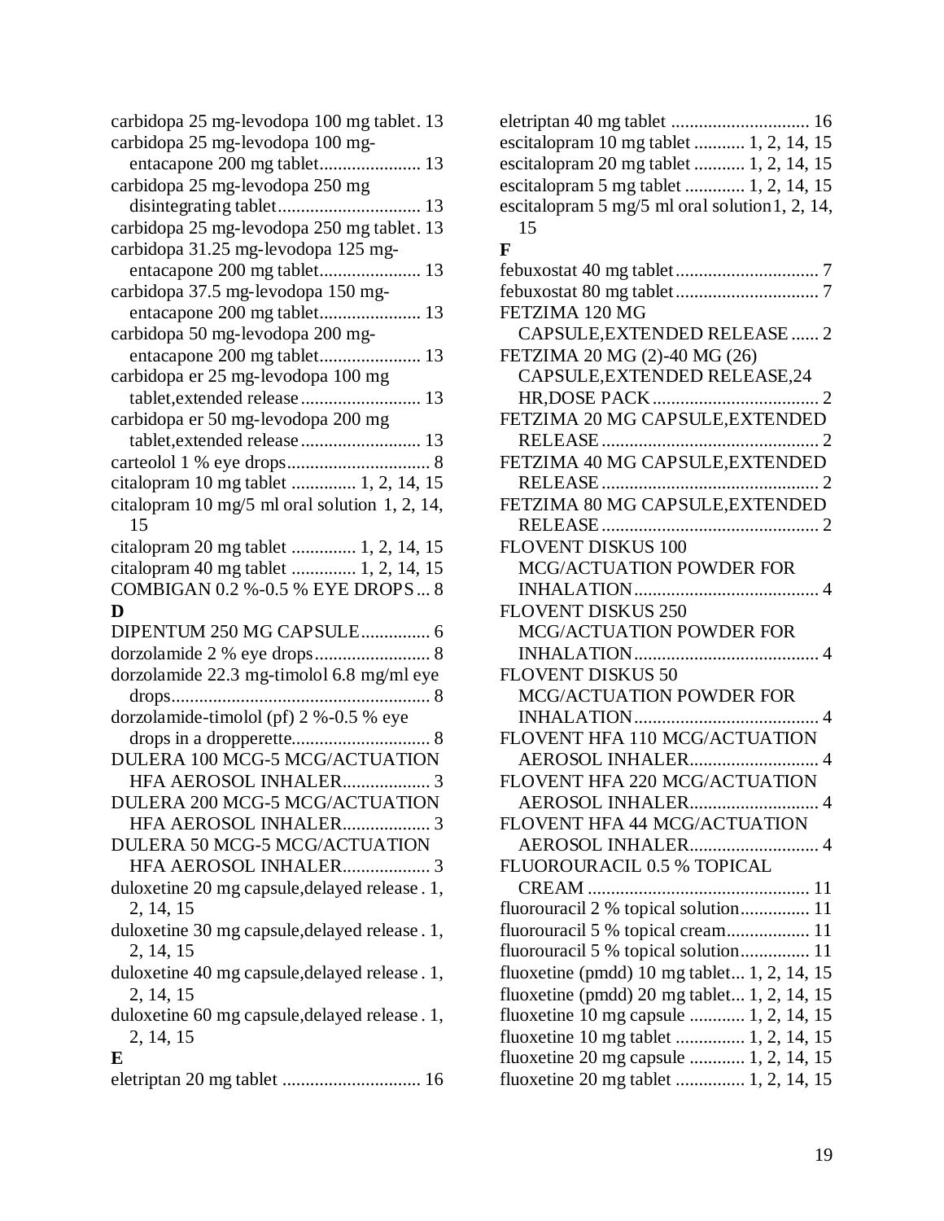carbidopa 25 mg-levodopa 100 mg tablet . 13
carbidopa 25 mg-levodopa 100 mg-entacapone 200 mg tablet ...................... 13
carbidopa 25 mg-levodopa 250 mg disintegrating tablet ............................... 13
carbidopa 25 mg-levodopa 250 mg tablet . 13
carbidopa 31.25 mg-levodopa 125 mg-entacapone 200 mg tablet ...................... 13
carbidopa 37.5 mg-levodopa 150 mg-entacapone 200 mg tablet ...................... 13
carbidopa 50 mg-levodopa 200 mg-entacapone 200 mg tablet ...................... 13
carbidopa er 25 mg-levodopa 100 mg tablet,extended release .......................... 13
carbidopa er 50 mg-levodopa 200 mg tablet,extended release .......................... 13
carteolol 1 % eye drops ............................... 8
citalopram 10 mg tablet .............. 1, 2, 14, 15
citalopram 10 mg/5 ml oral solution 1, 2, 14, 15
citalopram 20 mg tablet .............. 1, 2, 14, 15
citalopram 40 mg tablet .............. 1, 2, 14, 15
COMBIGAN 0.2 %-0.5 % EYE DROPS ... 8

**D**

DIPENTUM 250 MG CAPSULE ............... 6
dorzolamide 2 % eye drops ......................... 8
dorzolamide 22.3 mg-timolol 6.8 mg/ml eye drops ........................................................ 8
dorzolamide-timolol (pf) 2 %-0.5 % eye drops in a dropperette .............................. 8
DULERA 100 MCG-5 MCG/ACTUATION HFA AEROSOL INHALER ................... 3
DULERA 200 MCG-5 MCG/ACTUATION HFA AEROSOL INHALER ................... 3
DULERA 50 MCG-5 MCG/ACTUATION HFA AEROSOL INHALER ................... 3
duloxetine 20 mg capsule,delayed release . 1, 2, 14, 15
duloxetine 30 mg capsule,delayed release . 1, 2, 14, 15
duloxetine 40 mg capsule,delayed release . 1, 2, 14, 15
duloxetine 60 mg capsule,delayed release . 1, 2, 14, 15

**E**

eletriptan 20 mg tablet .............................. 16
eletriptan 40 mg tablet .............................. 16
escitalopram 10 mg tablet ........... 1, 2, 14, 15
escitalopram 20 mg tablet ........... 1, 2, 14, 15
escitalopram 5 mg tablet ............. 1, 2, 14, 15
escitalopram 5 mg/5 ml oral solution 1, 2, 14, 15

**F**

febuxostat 40 mg tablet ............................... 7
febuxostat 80 mg tablet ............................... 7
FETZIMA 120 MG CAPSULE,EXTENDED RELEASE ...... 2
FETZIMA 20 MG (2)-40 MG (26) CAPSULE,EXTENDED RELEASE,24 HR,DOSE PACK .................................... 2
FETZIMA 20 MG CAPSULE,EXTENDED RELEASE ............................................... 2
FETZIMA 40 MG CAPSULE,EXTENDED RELEASE ............................................... 2
FETZIMA 80 MG CAPSULE,EXTENDED RELEASE ............................................... 2
FLOVENT DISKUS 100 MCG/ACTUATION POWDER FOR INHALATION ........................................ 4
FLOVENT DISKUS 250 MCG/ACTUATION POWDER FOR INHALATION ........................................ 4
FLOVENT DISKUS 50 MCG/ACTUATION POWDER FOR INHALATION ........................................ 4
FLOVENT HFA 110 MCG/ACTUATION AEROSOL INHALER ............................ 4
FLOVENT HFA 220 MCG/ACTUATION AEROSOL INHALER ............................ 4
FLOVENT HFA 44 MCG/ACTUATION AEROSOL INHALER ............................ 4
FLUOROURACIL 0.5 % TOPICAL CREAM ................................................ 11
fluorouracil 2 % topical solution ............... 11
fluorouracil 5 % topical cream .................. 11
fluorouracil 5 % topical solution ............... 11
fluoxetine (pmdd) 10 mg tablet ... 1, 2, 14, 15
fluoxetine (pmdd) 20 mg tablet ... 1, 2, 14, 15
fluoxetine 10 mg capsule ............ 1, 2, 14, 15
fluoxetine 10 mg tablet ............... 1, 2, 14, 15
fluoxetine 20 mg capsule ............ 1, 2, 14, 15
fluoxetine 20 mg tablet ............... 1, 2, 14, 15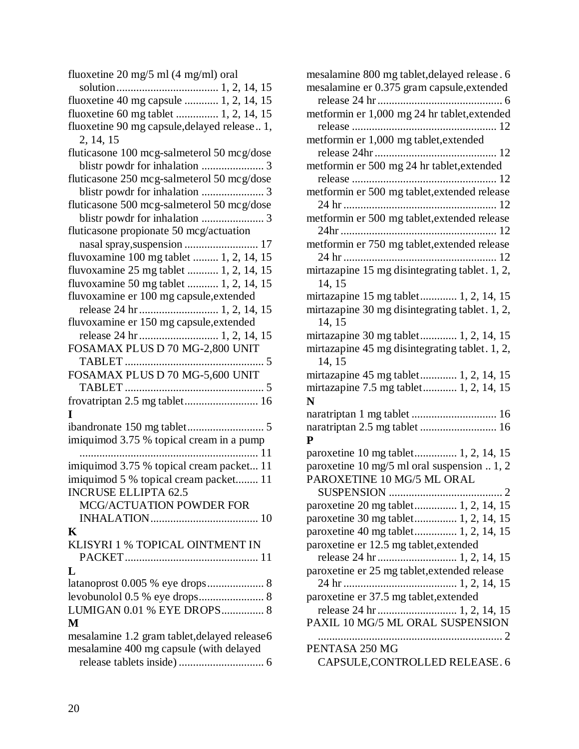fluoxetine 20 mg/5 ml (4 mg/ml) oral solution.................................... 1, 2, 14, 15
fluoxetine 40 mg capsule ............ 1, 2, 14, 15
fluoxetine 60 mg tablet ............... 1, 2, 14, 15
fluoxetine 90 mg capsule,delayed release.. 1, 2, 14, 15
fluticasone 100 mcg-salmeterol 50 mcg/dose blistr powdr for inhalation ...................... 3
fluticasone 250 mcg-salmeterol 50 mcg/dose blistr powdr for inhalation ...................... 3
fluticasone 500 mcg-salmeterol 50 mcg/dose blistr powdr for inhalation ...................... 3
fluticasone propionate 50 mcg/actuation nasal spray,suspension .......................... 17
fluvoxamine 100 mg tablet ......... 1, 2, 14, 15
fluvoxamine 25 mg tablet ........... 1, 2, 14, 15
fluvoxamine 50 mg tablet ........... 1, 2, 14, 15
fluvoxamine er 100 mg capsule,extended release 24 hr ............................ 1, 2, 14, 15
fluvoxamine er 150 mg capsule,extended release 24 hr ............................ 1, 2, 14, 15
FOSAMAX PLUS D 70 MG-2,800 UNIT TABLET ................................................. 5
FOSAMAX PLUS D 70 MG-5,600 UNIT TABLET ................................................. 5
frovatriptan 2.5 mg tablet.......................... 16

**I**

ibandronate 150 mg tablet........................... 5
imiquimod 3.75 % topical cream in a pump .............................................................. 11
imiquimod 3.75 % topical cream packet... 11
imiquimod 5 % topical cream packet........ 11
INCRUSE ELLIPTA 62.5 MCG/ACTUATION POWDER FOR INHALATION...................................... 10

**K**

KLISYRI 1 % TOPICAL OINTMENT IN PACKET............................................... 11

**L**

latanoprost 0.005 % eye drops.................... 8
levobunolol 0.5 % eye drops....................... 8
LUMIGAN 0.01 % EYE DROPS............... 8

**M**

mesalamine 1.2 gram tablet,delayed release6
mesalamine 400 mg capsule (with delayed release tablets inside) ............................. 6
mesalamine 800 mg tablet,delayed release . 6
mesalamine er 0.375 gram capsule,extended release 24 hr ............................................ 6
metformin er 1,000 mg 24 hr tablet,extended release ................................................... 12
metformin er 1,000 mg tablet,extended release 24hr ........................................... 12
metformin er 500 mg 24 hr tablet,extended release ................................................... 12
metformin er 500 mg tablet,extended release 24 hr ...................................................... 12
metformin er 500 mg tablet,extended release 24hr ....................................................... 12
metformin er 750 mg tablet,extended release 24 hr ...................................................... 12
mirtazapine 15 mg disintegrating tablet. 1, 2, 14, 15
mirtazapine 15 mg tablet............. 1, 2, 14, 15
mirtazapine 30 mg disintegrating tablet. 1, 2, 14, 15
mirtazapine 30 mg tablet............. 1, 2, 14, 15
mirtazapine 45 mg disintegrating tablet. 1, 2, 14, 15
mirtazapine 45 mg tablet............. 1, 2, 14, 15
mirtazapine 7.5 mg tablet............ 1, 2, 14, 15

**N**

naratriptan 1 mg tablet .............................. 16
naratriptan 2.5 mg tablet ........................... 16

**P**

paroxetine 10 mg tablet............... 1, 2, 14, 15
paroxetine 10 mg/5 ml oral suspension .. 1, 2
PAROXETINE 10 MG/5 ML ORAL SUSPENSION ........................................ 2
paroxetine 20 mg tablet............... 1, 2, 14, 15
paroxetine 30 mg tablet............... 1, 2, 14, 15
paroxetine 40 mg tablet............... 1, 2, 14, 15
paroxetine er 12.5 mg tablet,extended release 24 hr ............................ 1, 2, 14, 15
paroxetine er 25 mg tablet,extended release 24 hr ........................................ 1, 2, 14, 15
paroxetine er 37.5 mg tablet,extended release 24 hr ............................ 1, 2, 14, 15
PAXIL 10 MG/5 ML ORAL SUSPENSION ................................................................. 2
PENTASA 250 MG CAPSULE,CONTROLLED RELEASE. 6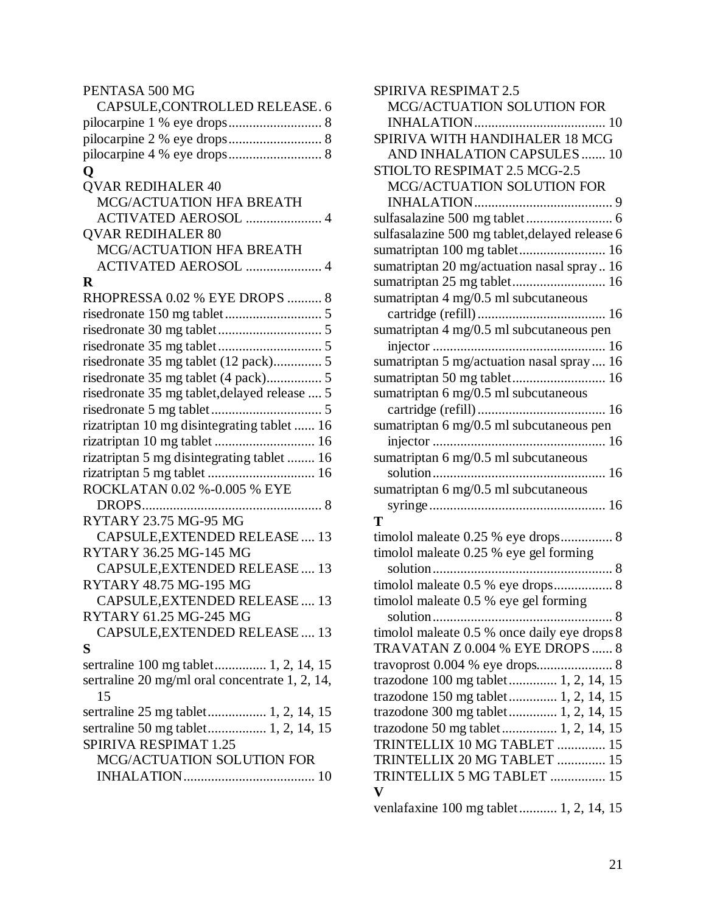PENTASA 500 MG CAPSULE,CONTROLLED RELEASE. 6
pilocarpine 1 % eye drops........................... 8
pilocarpine 2 % eye drops........................... 8
pilocarpine 4 % eye drops........................... 8

**Q**

QVAR REDIHALER 40 MCG/ACTUATION HFA BREATH ACTIVATED AEROSOL ...................... 4
QVAR REDIHALER 80 MCG/ACTUATION HFA BREATH ACTIVATED AEROSOL ...................... 4

**R**

RHOPRESSA 0.02 % EYE DROPS .......... 8
risedronate 150 mg tablet............................ 5
risedronate 30 mg tablet.............................. 5
risedronate 35 mg tablet.............................. 5
risedronate 35 mg tablet (12 pack).............. 5
risedronate 35 mg tablet (4 pack)................ 5
risedronate 35 mg tablet,delayed release .... 5
risedronate 5 mg tablet................................ 5
rizatriptan 10 mg disintegrating tablet ...... 16
rizatriptan 10 mg tablet ............................. 16
rizatriptan 5 mg disintegrating tablet ........ 16
rizatriptan 5 mg tablet ............................... 16
ROCKLATAN 0.02 %-0.005 % EYE DROPS.................................................... 8
RYTARY 23.75 MG-95 MG CAPSULE,EXTENDED RELEASE .... 13
RYTARY 36.25 MG-145 MG CAPSULE,EXTENDED RELEASE .... 13
RYTARY 48.75 MG-195 MG CAPSULE,EXTENDED RELEASE .... 13
RYTARY 61.25 MG-245 MG CAPSULE,EXTENDED RELEASE .... 13

**S**

sertraline 100 mg tablet............... 1, 2, 14, 15
sertraline 20 mg/ml oral concentrate 1, 2, 14, 15
sertraline 25 mg tablet................. 1, 2, 14, 15
sertraline 50 mg tablet................. 1, 2, 14, 15
SPIRIVA RESPIMAT 1.25 MCG/ACTUATION SOLUTION FOR INHALATION...................................... 10
SPIRIVA RESPIMAT 2.5 MCG/ACTUATION SOLUTION FOR INHALATION...................................... 10
SPIRIVA WITH HANDIHALER 18 MCG AND INHALATION CAPSULES ....... 10
STIOLTO RESPIMAT 2.5 MCG-2.5 MCG/ACTUATION SOLUTION FOR INHALATION........................................ 9
sulfasalazine 500 mg tablet......................... 6
sulfasalazine 500 mg tablet,delayed release 6
sumatriptan 100 mg tablet......................... 16
sumatriptan 20 mg/actuation nasal spray .. 16
sumatriptan 25 mg tablet........................... 16
sumatriptan 4 mg/0.5 ml subcutaneous cartridge (refill)..................................... 16
sumatriptan 4 mg/0.5 ml subcutaneous pen injector .................................................. 16
sumatriptan 5 mg/actuation nasal spray .... 16
sumatriptan 50 mg tablet........................... 16
sumatriptan 6 mg/0.5 ml subcutaneous cartridge (refill)..................................... 16
sumatriptan 6 mg/0.5 ml subcutaneous pen injector .................................................. 16
sumatriptan 6 mg/0.5 ml subcutaneous solution.................................................. 16
sumatriptan 6 mg/0.5 ml subcutaneous syringe................................................... 16

**T**

timolol maleate 0.25 % eye drops............... 8
timolol maleate 0.25 % eye gel forming solution.................................................... 8
timolol maleate 0.5 % eye drops................. 8
timolol maleate 0.5 % eye gel forming solution.................................................... 8
timolol maleate 0.5 % once daily eye drops 8
TRAVATAN Z 0.004 % EYE DROPS ...... 8
travoprost 0.004 % eye drops...................... 8
trazodone 100 mg tablet.............. 1, 2, 14, 15
trazodone 150 mg tablet.............. 1, 2, 14, 15
trazodone 300 mg tablet.............. 1, 2, 14, 15
trazodone 50 mg tablet................ 1, 2, 14, 15
TRINTELLIX 10 MG TABLET .............. 15
TRINTELLIX 20 MG TABLET .............. 15
TRINTELLIX 5 MG TABLET ................ 15

**V**

venlafaxine 100 mg tablet........... 1, 2, 14, 15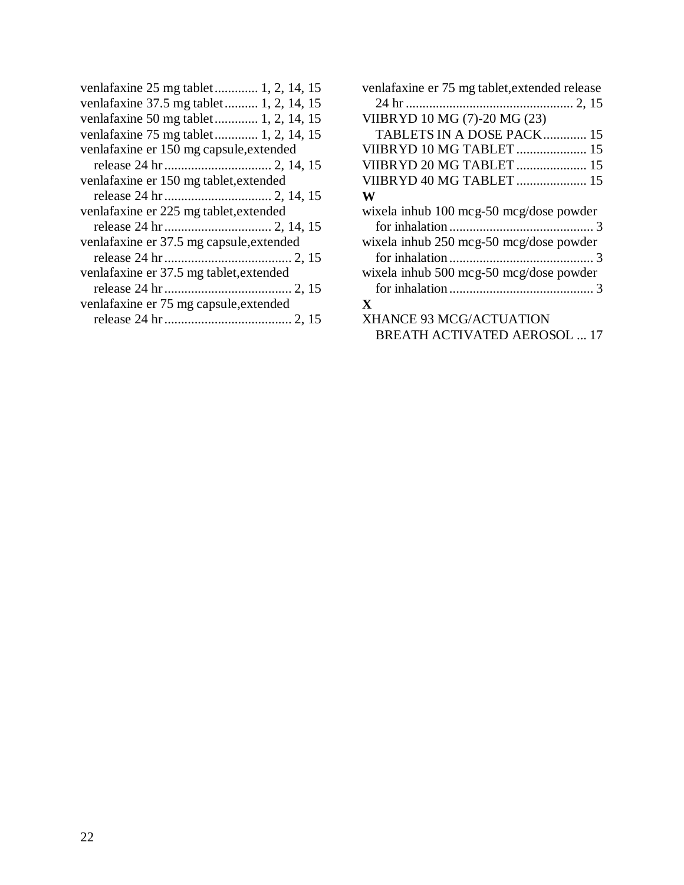venlafaxine 25 mg tablet ............. 1, 2, 14, 15
venlafaxine 37.5 mg tablet .......... 1, 2, 14, 15
venlafaxine 50 mg tablet ............. 1, 2, 14, 15
venlafaxine 75 mg tablet ............. 1, 2, 14, 15
venlafaxine er 150 mg capsule,extended release 24 hr ................................ 2, 14, 15
venlafaxine er 150 mg tablet,extended release 24 hr ................................ 2, 14, 15
venlafaxine er 225 mg tablet,extended release 24 hr ................................ 2, 14, 15
venlafaxine er 37.5 mg capsule,extended release 24 hr ...................................... 2, 15
venlafaxine er 37.5 mg tablet,extended release 24 hr ...................................... 2, 15
venlafaxine er 75 mg capsule,extended release 24 hr ...................................... 2, 15
venlafaxine er 75 mg tablet,extended release 24 hr .................................................. 2, 15
VIIBRYD 10 MG (7)-20 MG (23) TABLETS IN A DOSE PACK ............. 15
VIIBRYD 10 MG TABLET ..................... 15
VIIBRYD 20 MG TABLET ..................... 15
VIIBRYD 40 MG TABLET ..................... 15

**W**

wixela inhub 100 mcg-50 mcg/dose powder for inhalation ........................................... 3
wixela inhub 250 mcg-50 mcg/dose powder for inhalation ........................................... 3
wixela inhub 500 mcg-50 mcg/dose powder for inhalation ........................................... 3

**X**

XHANCE 93 MCG/ACTUATION BREATH ACTIVATED AEROSOL ... 17